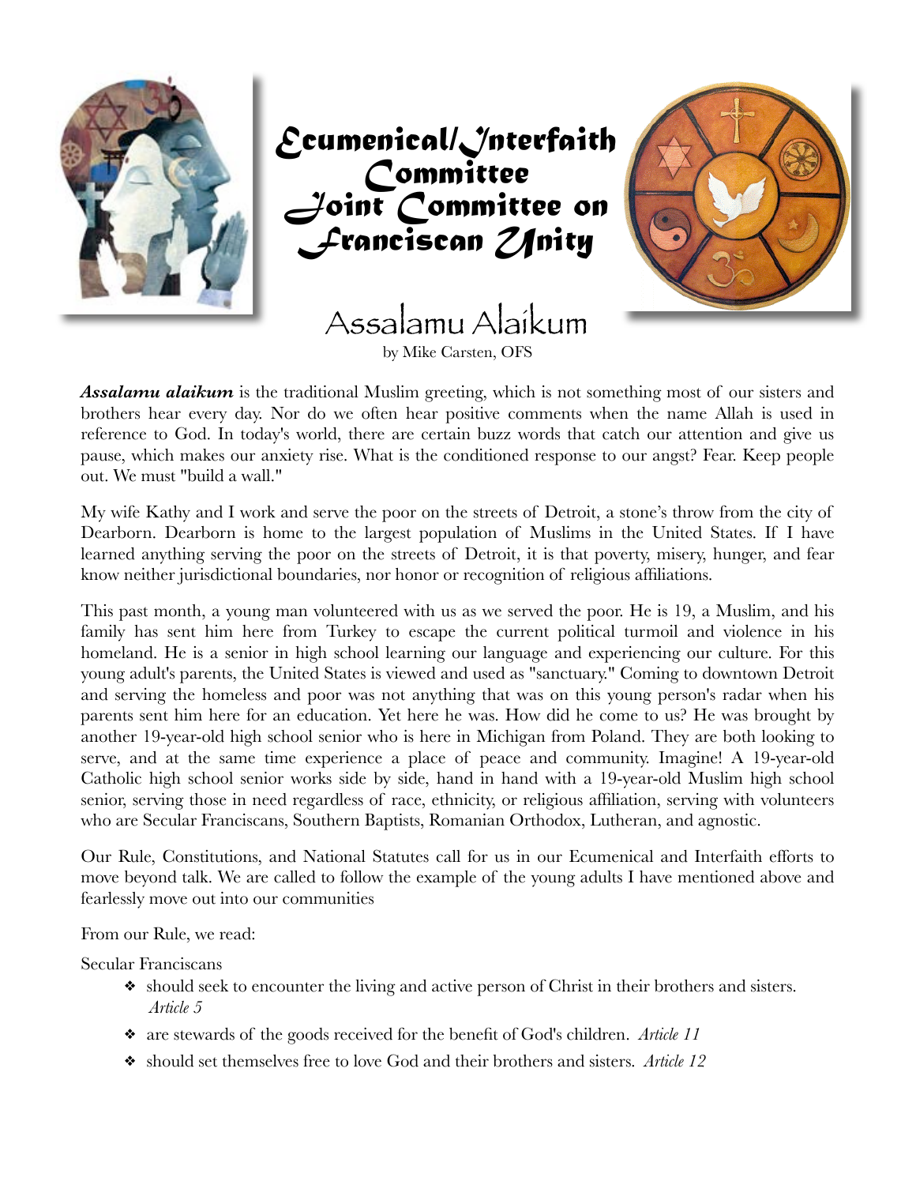# Ecumenical/Interfaith Committee
# Joint Committee on Franciscan Unity

## Assalamu Alaikum

by Mike Carsten, OFS

***Assalamu alaikum*** is the traditional Muslim greeting, which is not something most of our sisters and brothers hear every day. Nor do we often hear positive comments when the name Allah is used in reference to God. In today's world, there are certain buzz words that catch our attention and give us pause, which makes our anxiety rise. What is the conditioned response to our angst? Fear. Keep people out. We must "build a wall."

My wife Kathy and I work and serve the poor on the streets of Detroit, a stone's throw from the city of Dearborn. Dearborn is home to the largest population of Muslims in the United States. If I have learned anything serving the poor on the streets of Detroit, it is that poverty, misery, hunger, and fear know neither jurisdictional boundaries, nor honor or recognition of religious affiliations.

This past month, a young man volunteered with us as we served the poor. He is 19, a Muslim, and his family has sent him here from Turkey to escape the current political turmoil and violence in his homeland. He is a senior in high school learning our language and experiencing our culture. For this young adult's parents, the United States is viewed and used as "sanctuary." Coming to downtown Detroit and serving the homeless and poor was not anything that was on this young person's radar when his parents sent him here for an education. Yet here he was. How did he come to us? He was brought by another 19-year-old high school senior who is here in Michigan from Poland. They are both looking to serve, and at the same time experience a place of peace and community. Imagine! A 19-year-old Catholic high school senior works side by side, hand in hand with a 19-year-old Muslim high school senior, serving those in need regardless of race, ethnicity, or religious affiliation, serving with volunteers who are Secular Franciscans, Southern Baptists, Romanian Orthodox, Lutheran, and agnostic.

Our Rule, Constitutions, and National Statutes call for us in our Ecumenical and Interfaith efforts to move beyond talk. We are called to follow the example of the young adults I have mentioned above and fearlessly move out into our communities

From our Rule, we read:

Secular Franciscans

- should seek to encounter the living and active person of Christ in their brothers and sisters. *Article 5*
- are stewards of the goods received for the benefit of God's children. *Article 11*
- should set themselves free to love God and their brothers and sisters. *Article 12*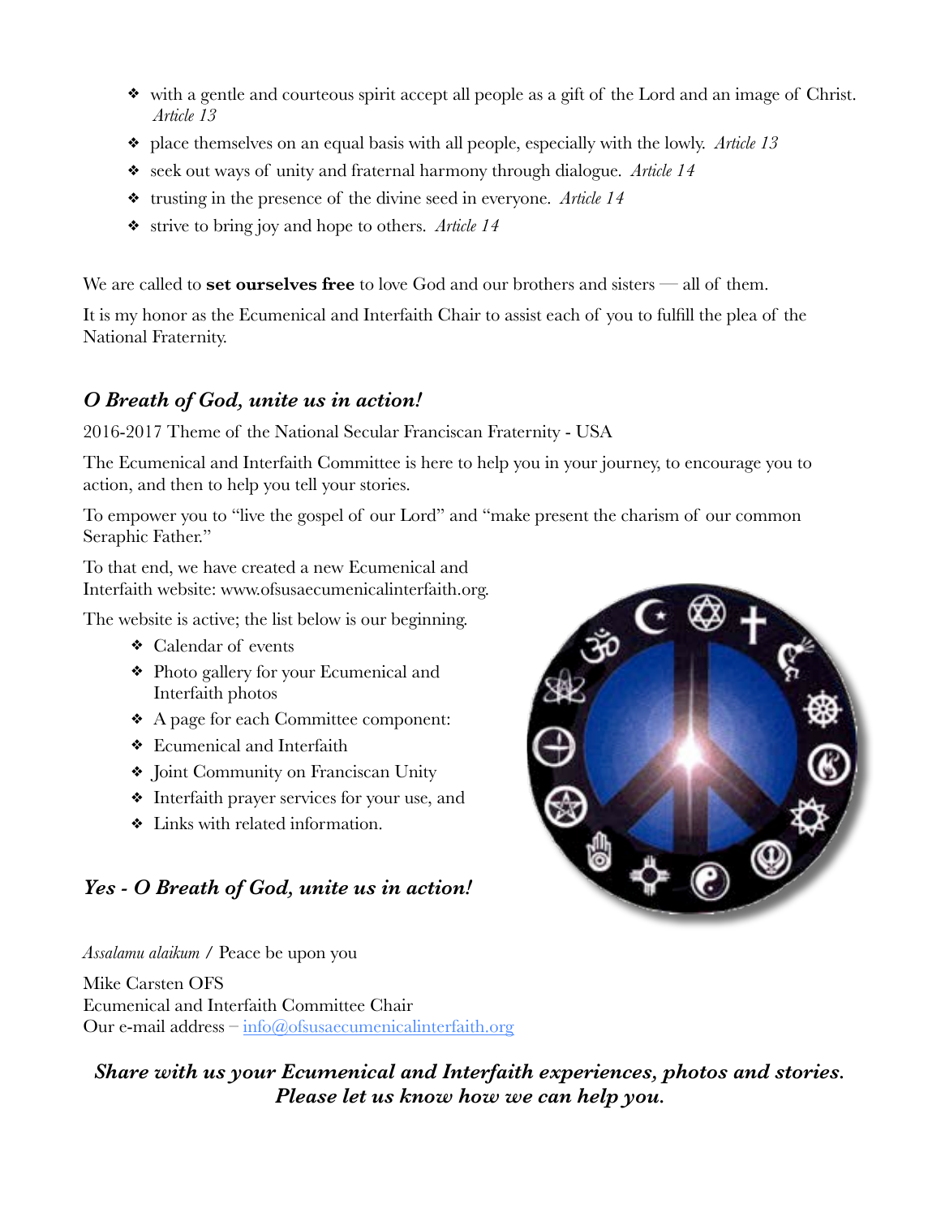- with a gentle and courteous spirit accept all people as a gift of the Lord and an image of Christ. *Article 13*
- place themselves on an equal basis with all people, especially with the lowly. *Article 13*
- seek out ways of unity and fraternal harmony through dialogue. *Article 14*
- trusting in the presence of the divine seed in everyone. *Article 14*
- strive to bring joy and hope to others. *Article 14*

We are called to **set ourselves free** to love God and our brothers and sisters — all of them.

It is my honor as the Ecumenical and Interfaith Chair to assist each of you to fulfill the plea of the National Fraternity.

## *O Breath of God, unite us in action!*

2016-2017 Theme of the National Secular Franciscan Fraternity - USA

The Ecumenical and Interfaith Committee is here to help you in your journey, to encourage you to action, and then to help you tell your stories.

To empower you to "live the gospel of our Lord" and "make present the charism of our common Seraphic Father."

To that end, we have created a new Ecumenical and Interfaith website: www.ofsusaecumenicalinterfaith.org.

The website is active; the list below is our beginning.

- Calendar of events
- Photo gallery for your Ecumenical and Interfaith photos
- A page for each Committee component:
- Ecumenical and Interfaith
- Joint Community on Franciscan Unity
- Interfaith prayer services for your use, and
- Links with related information.

## *Yes - O Breath of God, unite us in action!*

*Assalamu alaikum* / Peace be upon you

Mike Carsten OFS
Ecumenical and Interfaith Committee Chair
Our e-mail address – info@ofsusaecumenicalinterfaith.org

***Share with us your Ecumenical and Interfaith experiences, photos and stories. Please let us know how we can help you.***